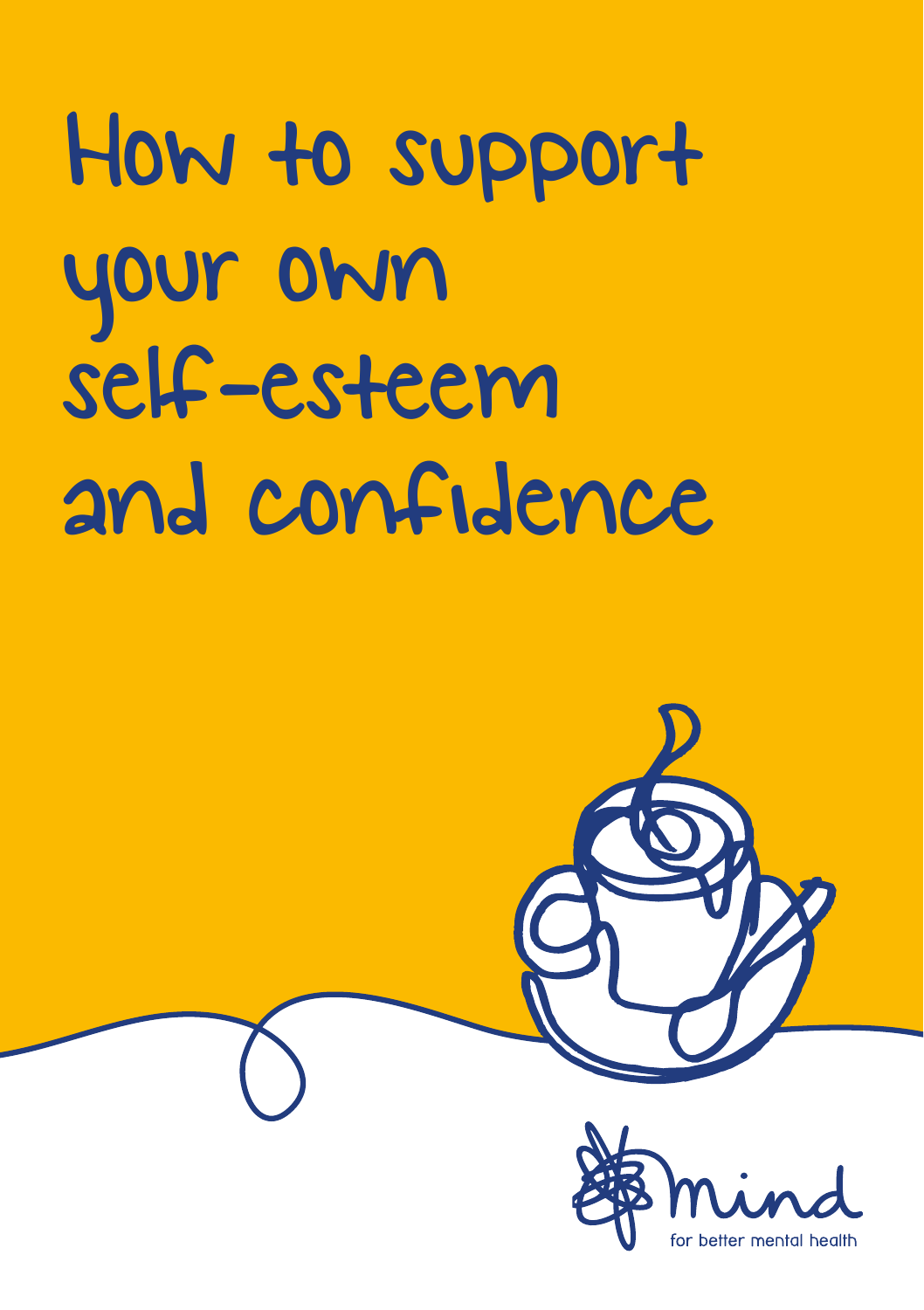# How to support your own self-esteem and confidence

mind

for better mental health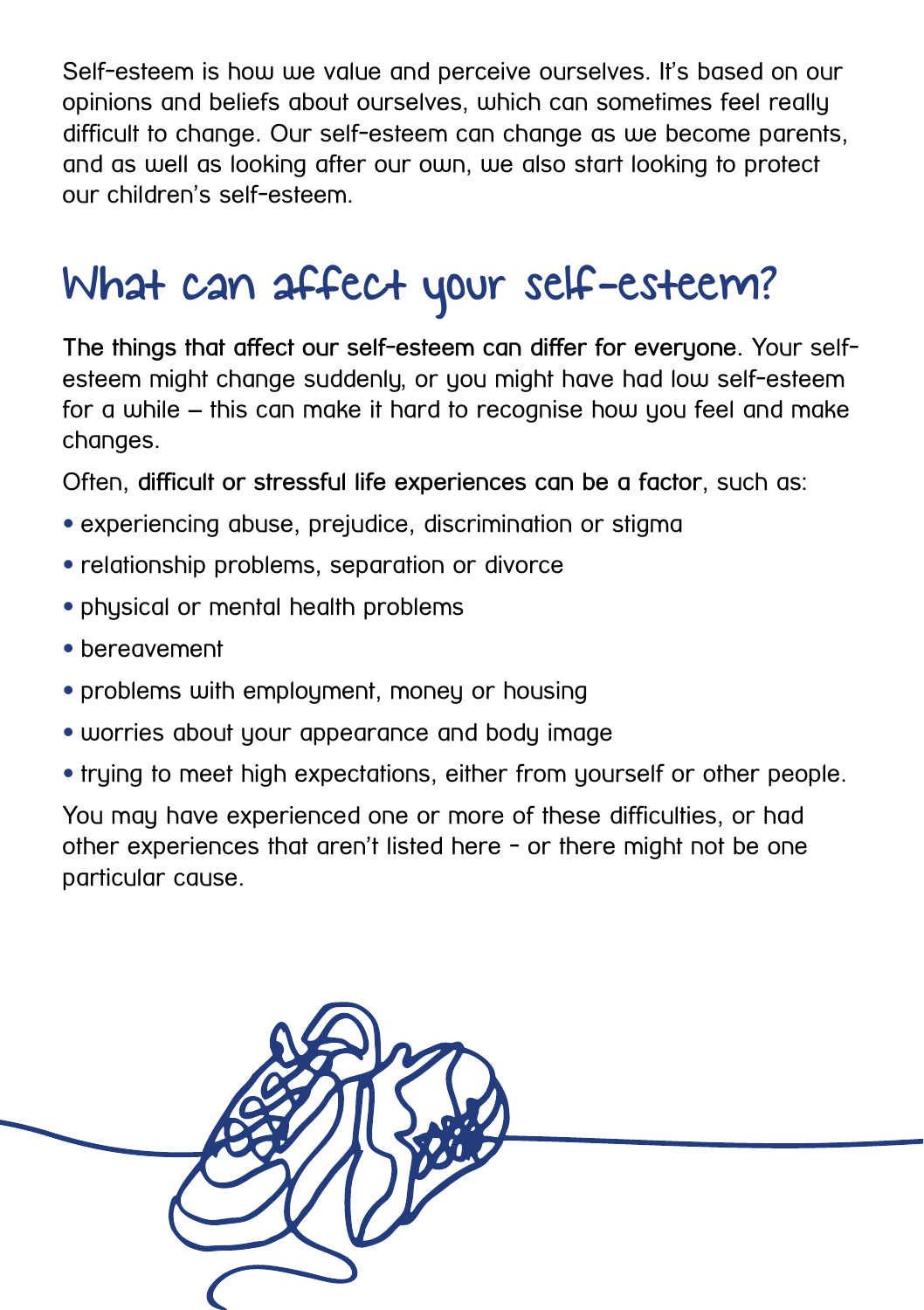Self-esteem is how we value and perceive ourselves. It's based on our opinions and beliefs about ourselves, which can sometimes feel really difficult to change. Our self-esteem can change as we become parents, and as well as looking after our own, we also start looking to protect our children's self-esteem.

## What can affect your self-esteem?

**The things that affect our self-esteem can differ for everyone**. Your self-esteem might change suddenly, or you might have had low self-esteem for a while – this can make it hard to recognise how you feel and make changes.

Often, **difficult or stressful life experiences can be a factor**, such as:

- experiencing abuse, prejudice, discrimination or stigma
- relationship problems, separation or divorce
- physical or mental health problems
- bereavement
- problems with employment, money or housing
- worries about your appearance and body image
- trying to meet high expectations, either from yourself or other people.

You may have experienced one or more of these difficulties, or had other experiences that aren't listed here - or there might not be one particular cause.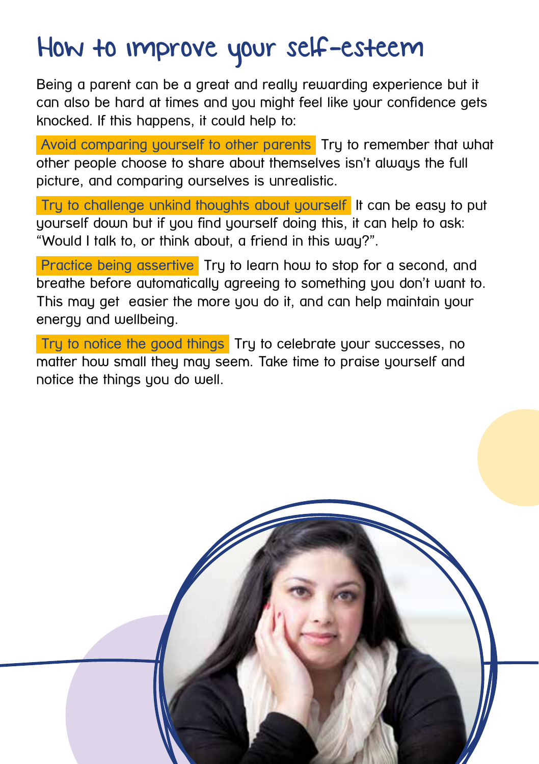# How to improve your self-esteem

Being a parent can be a great and really rewarding experience but it can also be hard at times and you might feel like your confidence gets knocked. If this happens, it could help to:

**Avoid comparing yourself to other parents** Try to remember that what other people choose to share about themselves isn't always the full picture, and comparing ourselves is unrealistic.

**Try to challenge unkind thoughts about yourself** It can be easy to put yourself down but if you find yourself doing this, it can help to ask: "Would I talk to, or think about, a friend in this way?".

**Practice being assertive** Try to learn how to stop for a second, and breathe before automatically agreeing to something you don't want to. This may get easier the more you do it, and can help maintain your energy and wellbeing.

**Try to notice the good things** Try to celebrate your successes, no matter how small they may seem. Take time to praise yourself and notice the things you do well.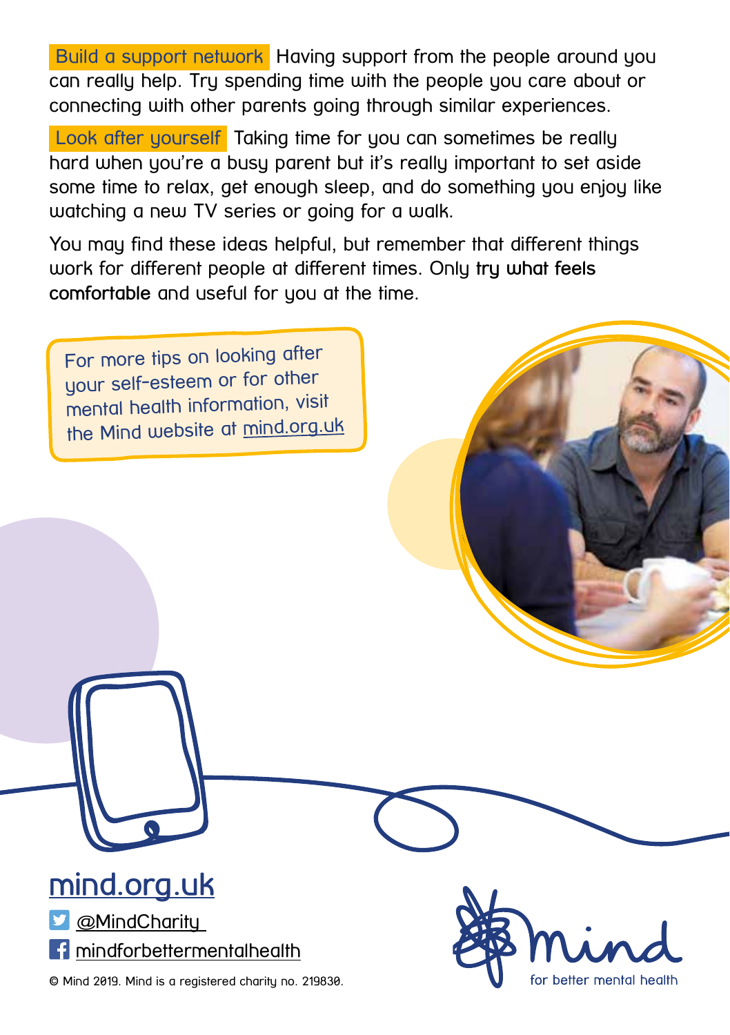**Build a support network** Having support from the people around you can really help. Try spending time with the people you care about or connecting with other parents going through similar experiences.

**Look after yourself** Taking time for you can sometimes be really hard when you're a busy parent but it's really important to set aside some time to relax, get enough sleep, and do something you enjoy like watching a new TV series or going for a walk.

You may find these ideas helpful, but remember that different things work for different people at different times. Only **try what feels comfortable** and useful for you at the time.

For more tips on looking after your self-esteem or for other mental health information, visit the Mind website at mind.org.uk

## mind.org.uk

@MindCharity

mindforbettermentalhealth

© Mind 2019. Mind is a registered charity no. 219830.

Mind — for better mental health